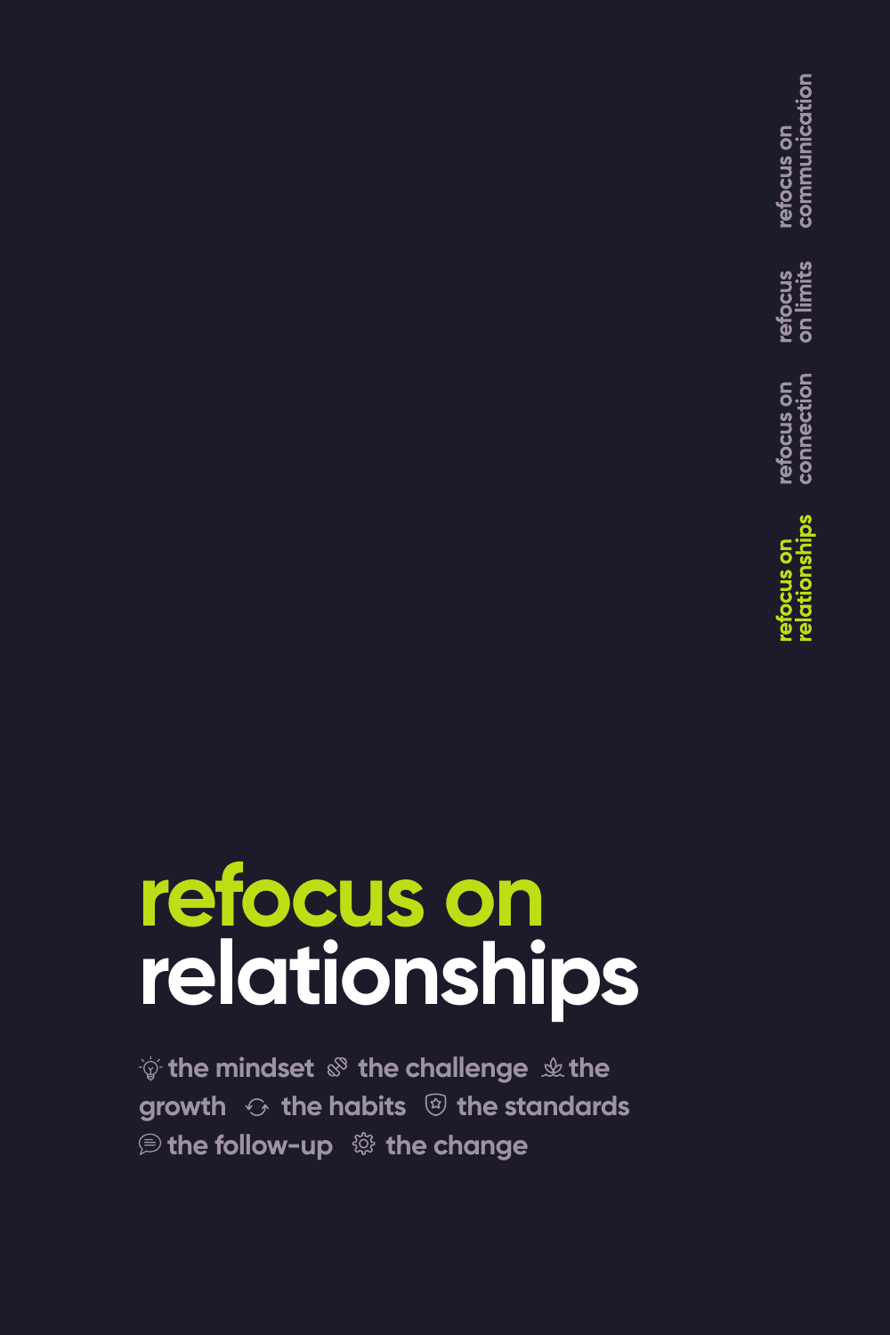refocus on communication

refocus on limits

refocus on connection

refocus on relationships

# refocus on relationships

the mindset · the challenge · the growth · the habits · the standards · the follow-up · the change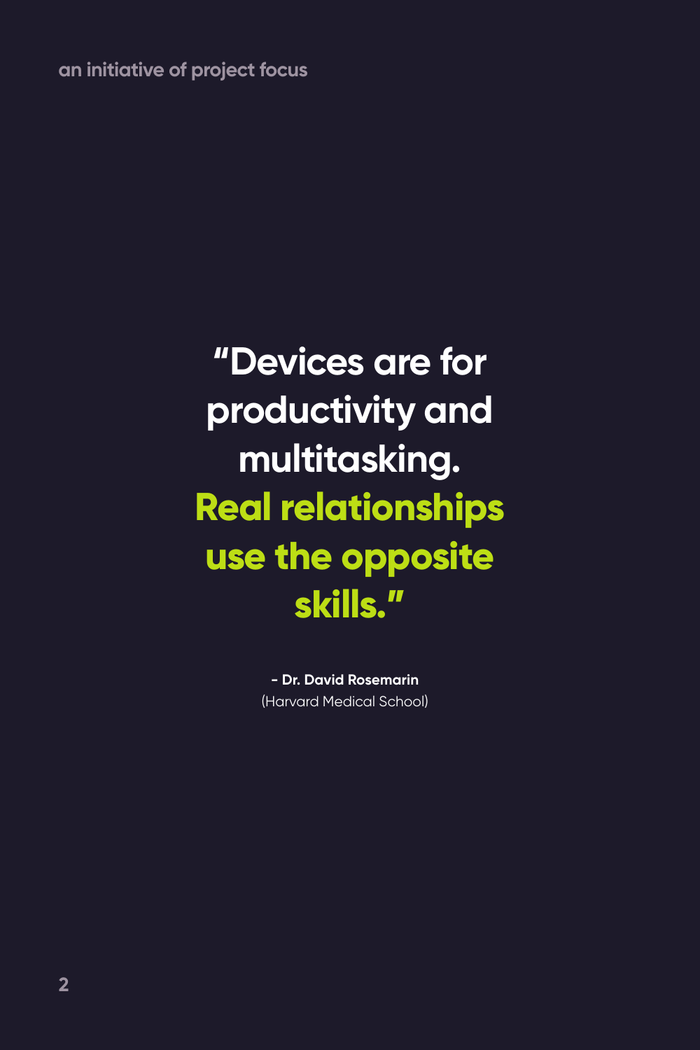an initiative of project focus

# "Devices are for productivity and multitasking. Real relationships use the opposite skills."

**- Dr. David Rosemarin**
(Harvard Medical School)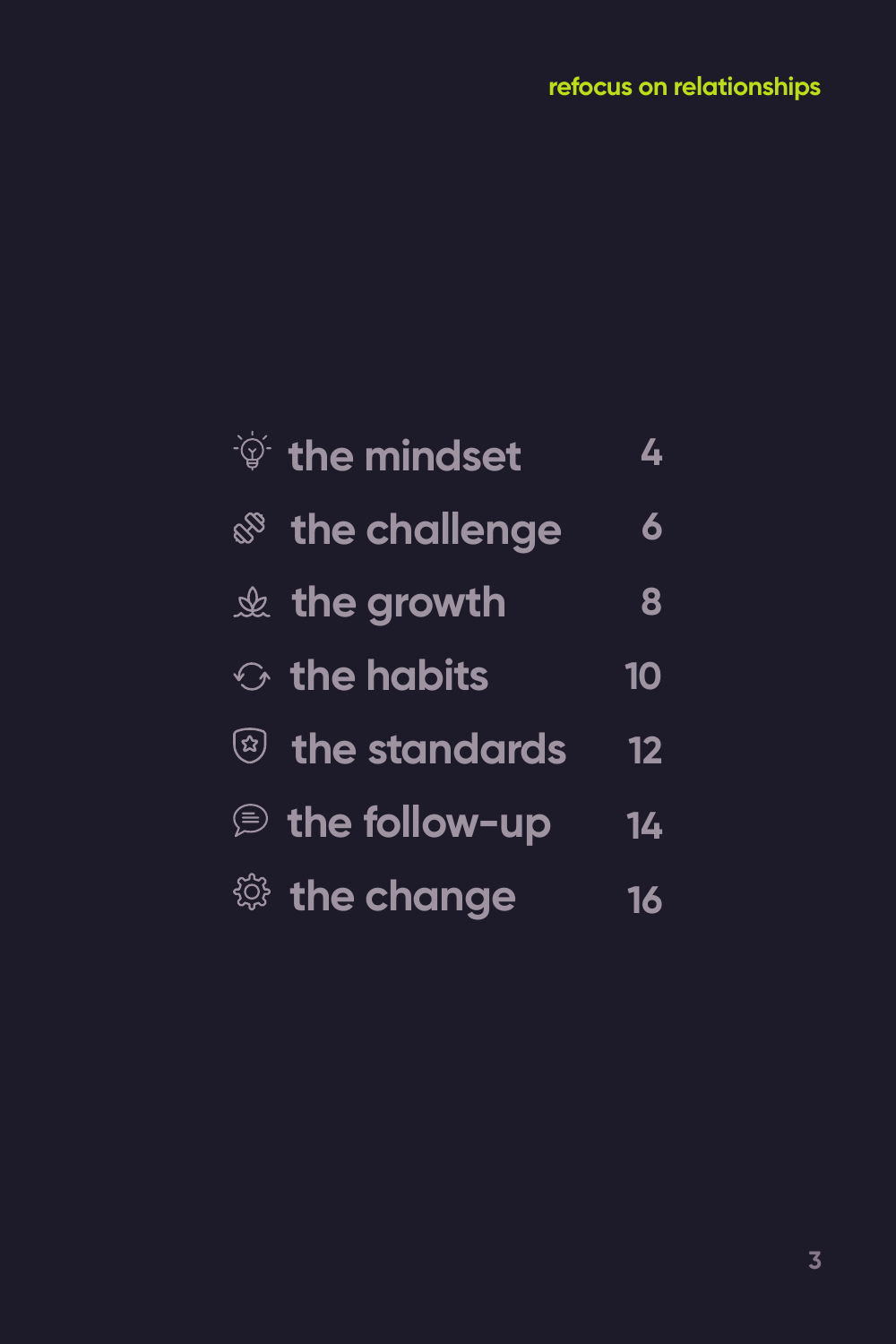| | |
|---|---|
| the mindset | 4 |
| the challenge | 6 |
| the growth | 8 |
| the habits | 10 |
| the standards | 12 |
| the follow-up | 14 |
| the change | 16 |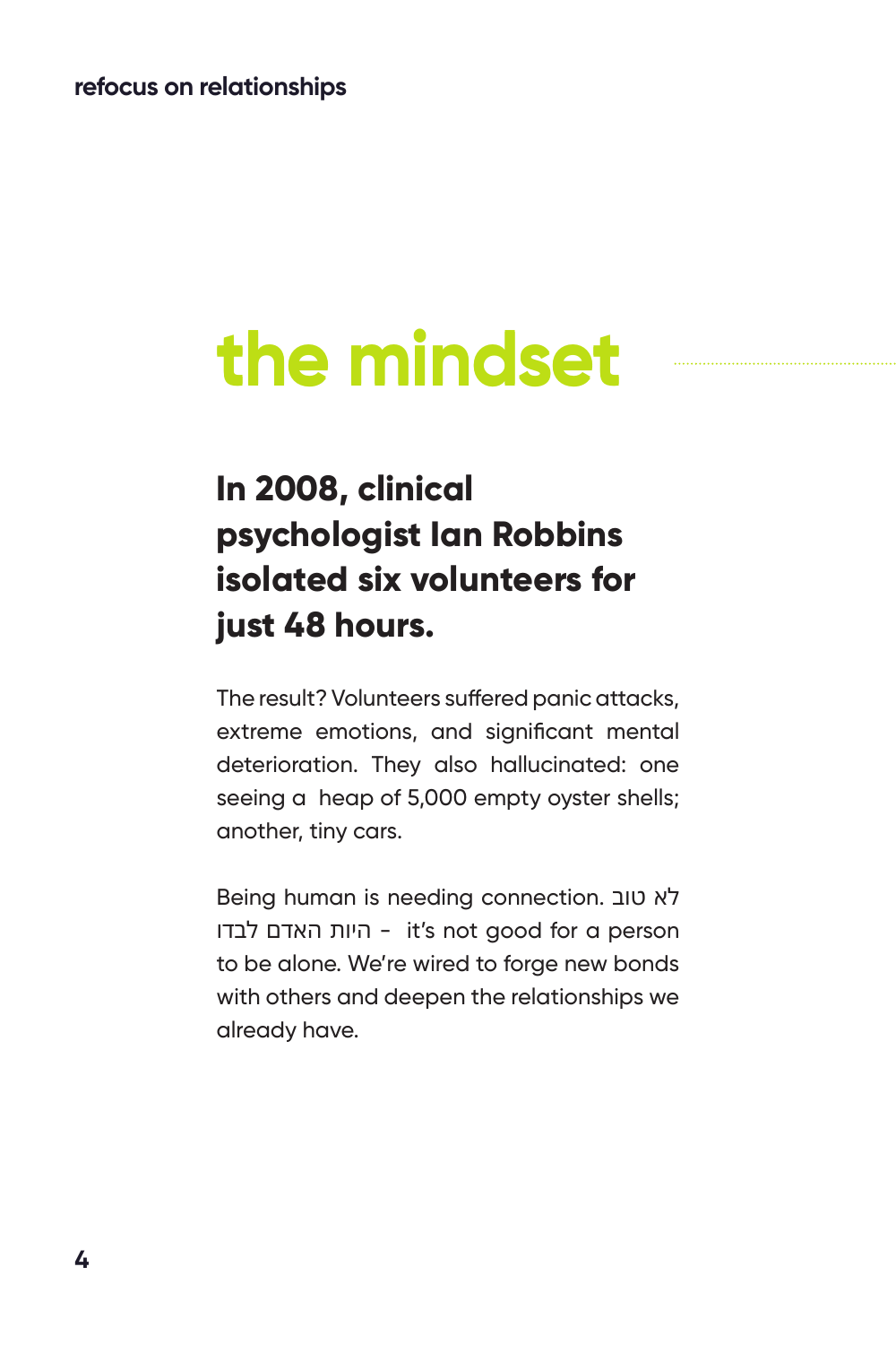# the mindset

## In 2008, clinical psychologist Ian Robbins isolated six volunteers for just 48 hours.

The result? Volunteers suffered panic attacks, extreme emotions, and significant mental deterioration. They also hallucinated: one seeing a heap of 5,000 empty oyster shells; another, tiny cars.

Being human is needing connection. לא טוב היות האדם לבדו - it's not good for a person to be alone. We're wired to forge new bonds with others and deepen the relationships we already have.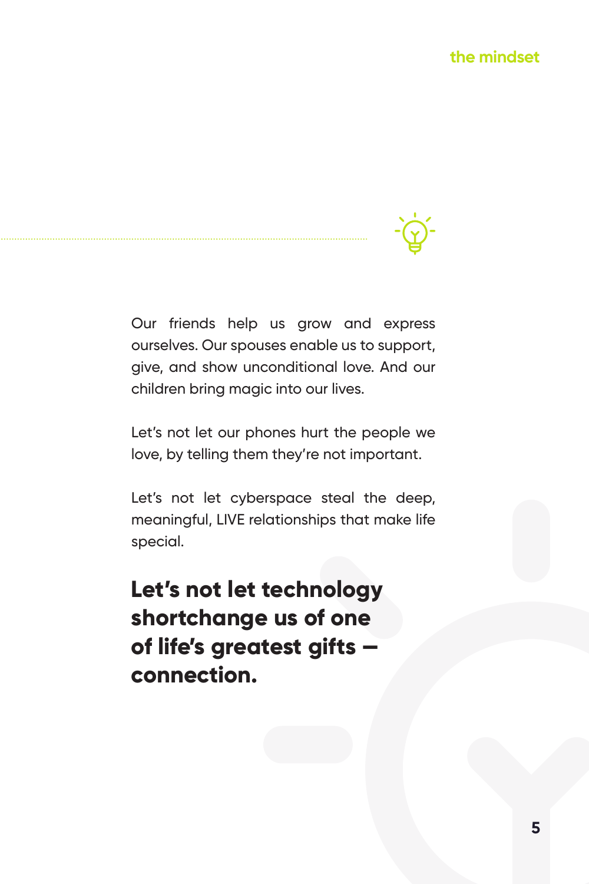Our friends help us grow and express ourselves. Our spouses enable us to support, give, and show unconditional love. And our children bring magic into our lives.

Let's not let our phones hurt the people we love, by telling them they're not important.

Let's not let cyberspace steal the deep, meaningful, LIVE relationships that make life special.

**Let's not let technology shortchange us of one of life's greatest gifts – connection.**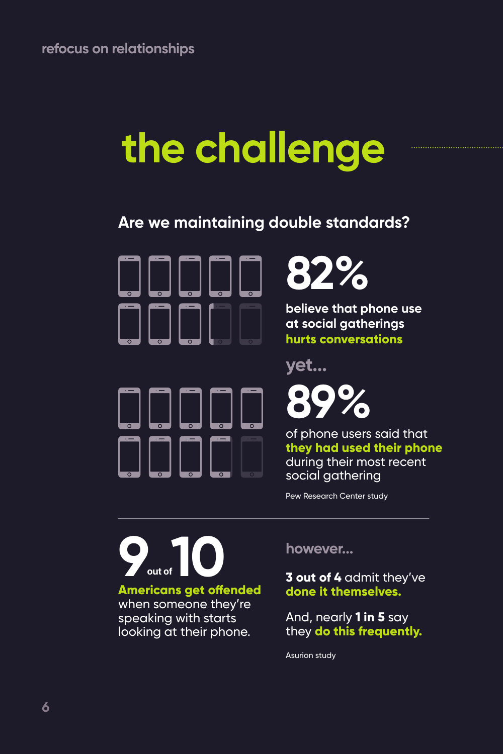# the challenge

## Are we maintaining double standards?

**82%**

**believe that phone use at social gatherings hurts conversations**

yet...

**89%**

of phone users said that **they had used their phone** during their most recent social gathering

Pew Research Center study

**9 out of 10**

**Americans get offended** when someone they're speaking with starts looking at their phone.

however...

**3 out of 4** admit they've **done it themselves.**

And, nearly **1 in 5** say they **do this frequently.**

Asurion study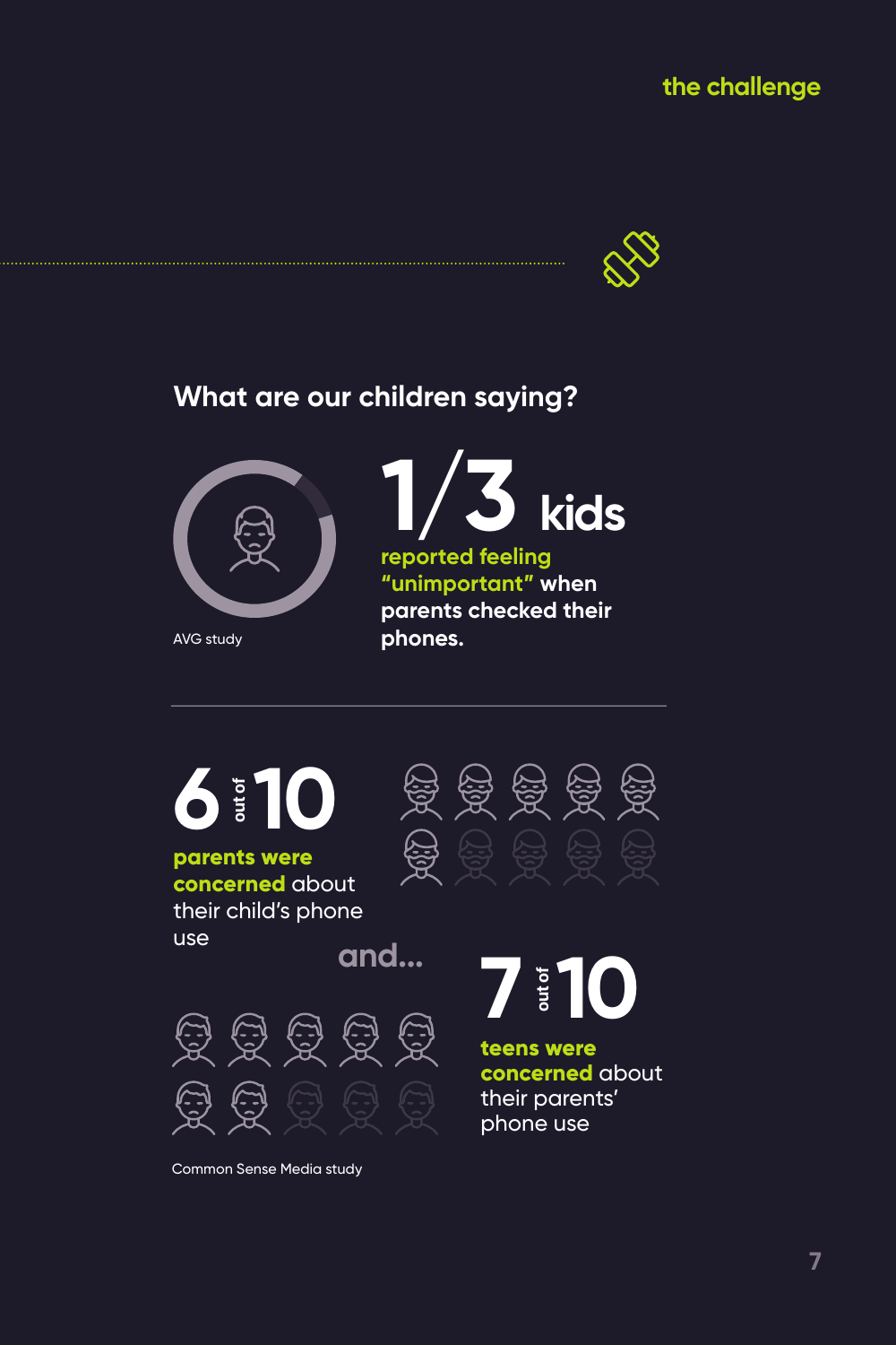## What are our children saying?

**1/3 kids**

**reported feeling "unimportant" when parents checked their phones.**

AVG study

**6 out of 10**

**parents were concerned** about their child's phone use

and...

**7 out of 10**

**teens were concerned** about their parents' phone use

Common Sense Media study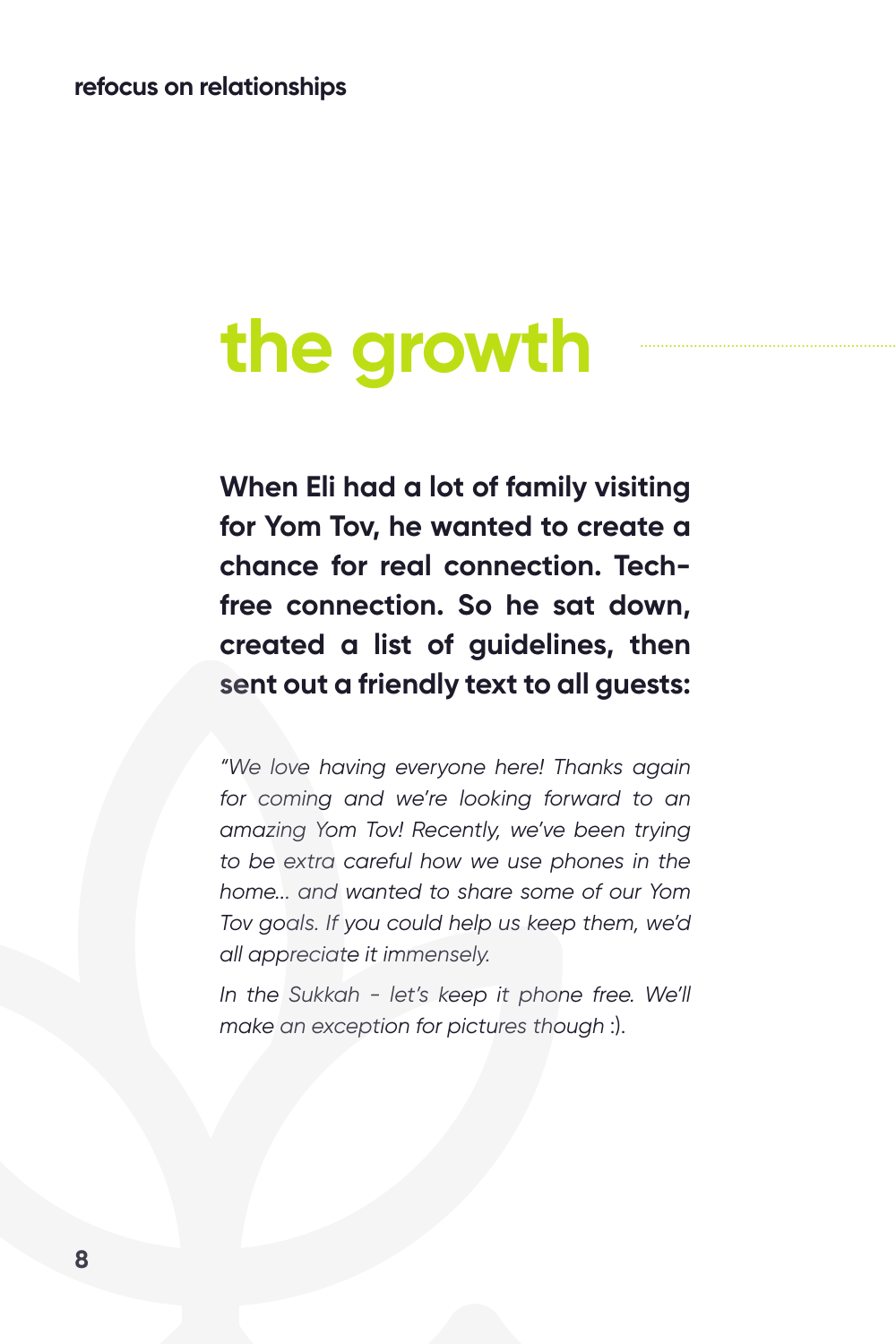# the growth

**When Eli had a lot of family visiting for Yom Tov, he wanted to create a chance for real connection. Tech-free connection. So he sat down, created a list of guidelines, then sent out a friendly text to all guests:**

*"We love having everyone here! Thanks again for coming and we're looking forward to an amazing Yom Tov! Recently, we've been trying to be extra careful how we use phones in the home... and wanted to share some of our Yom Tov goals. If you could help us keep them, we'd all appreciate it immensely.*

*In the Sukkah - let's keep it phone free. We'll make an exception for pictures though* :).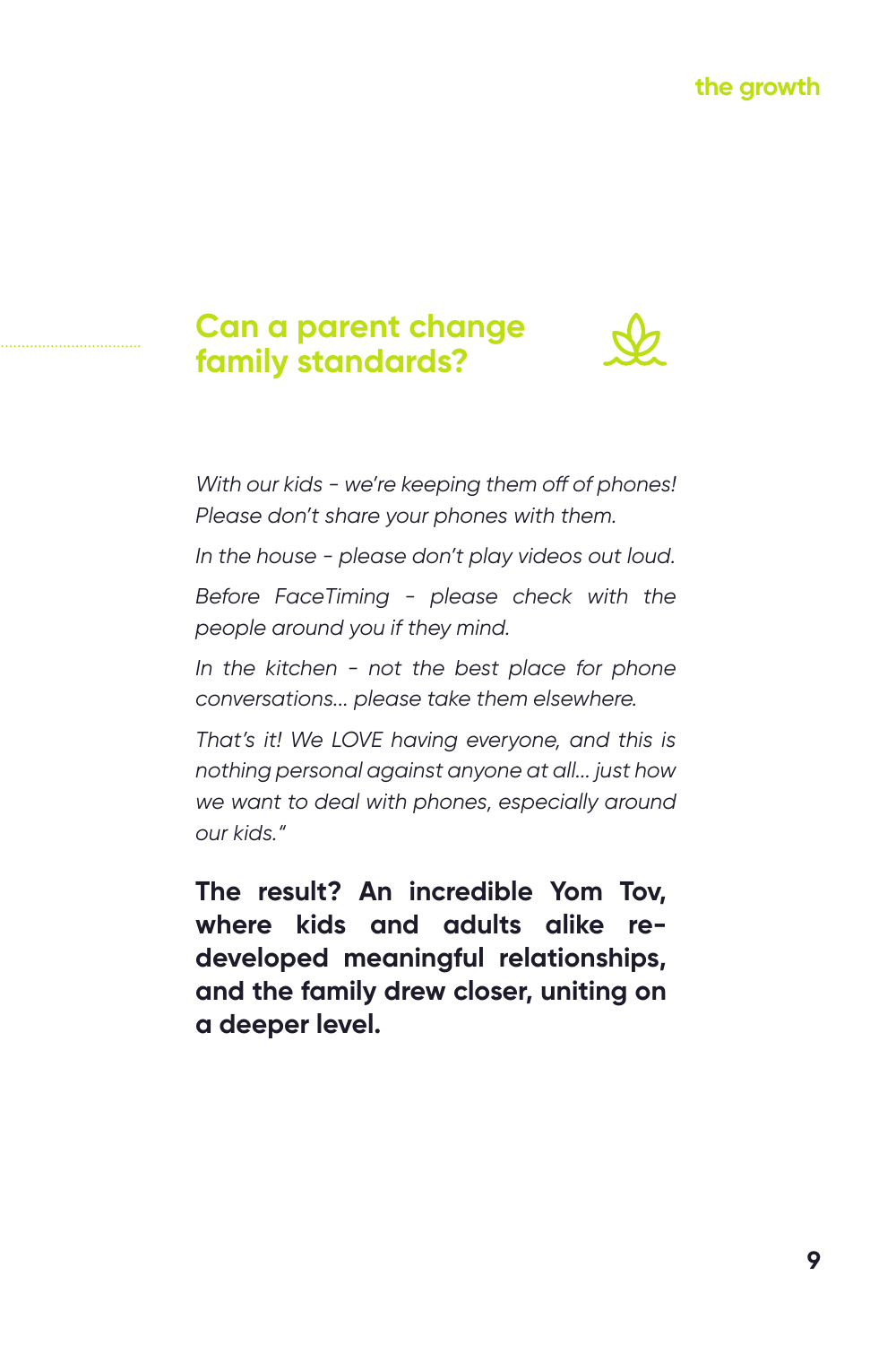## Can a parent change family standards?

*With our kids - we're keeping them off of phones! Please don't share your phones with them.*

*In the house - please don't play videos out loud.*

*Before FaceTiming - please check with the people around you if they mind.*

*In the kitchen - not the best place for phone conversations... please take them elsewhere.*

*That's it! We LOVE having everyone, and this is nothing personal against anyone at all... just how we want to deal with phones, especially around our kids."*

**The result? An incredible Yom Tov, where kids and adults alike re-developed meaningful relationships, and the family drew closer, uniting on a deeper level.**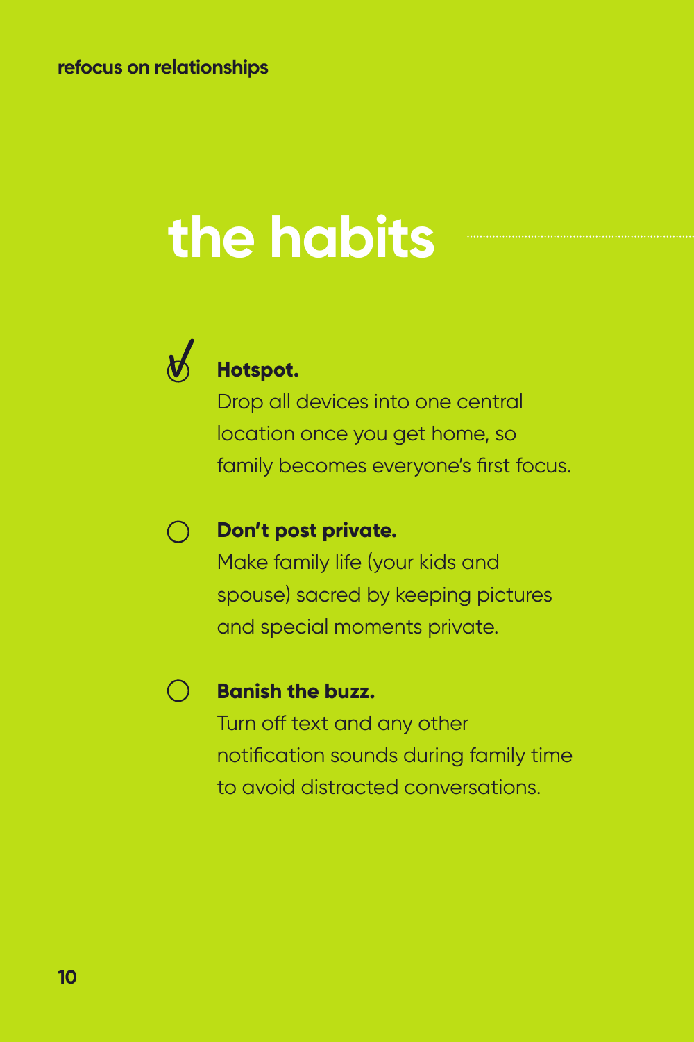# the habits

- [x] **Hotspot.**
  Drop all devices into one central location once you get home, so family becomes everyone's first focus.

- [ ] **Don't post private.**
  Make family life (your kids and spouse) sacred by keeping pictures and special moments private.

- [ ] **Banish the buzz.**
  Turn off text and any other notification sounds during family time to avoid distracted conversations.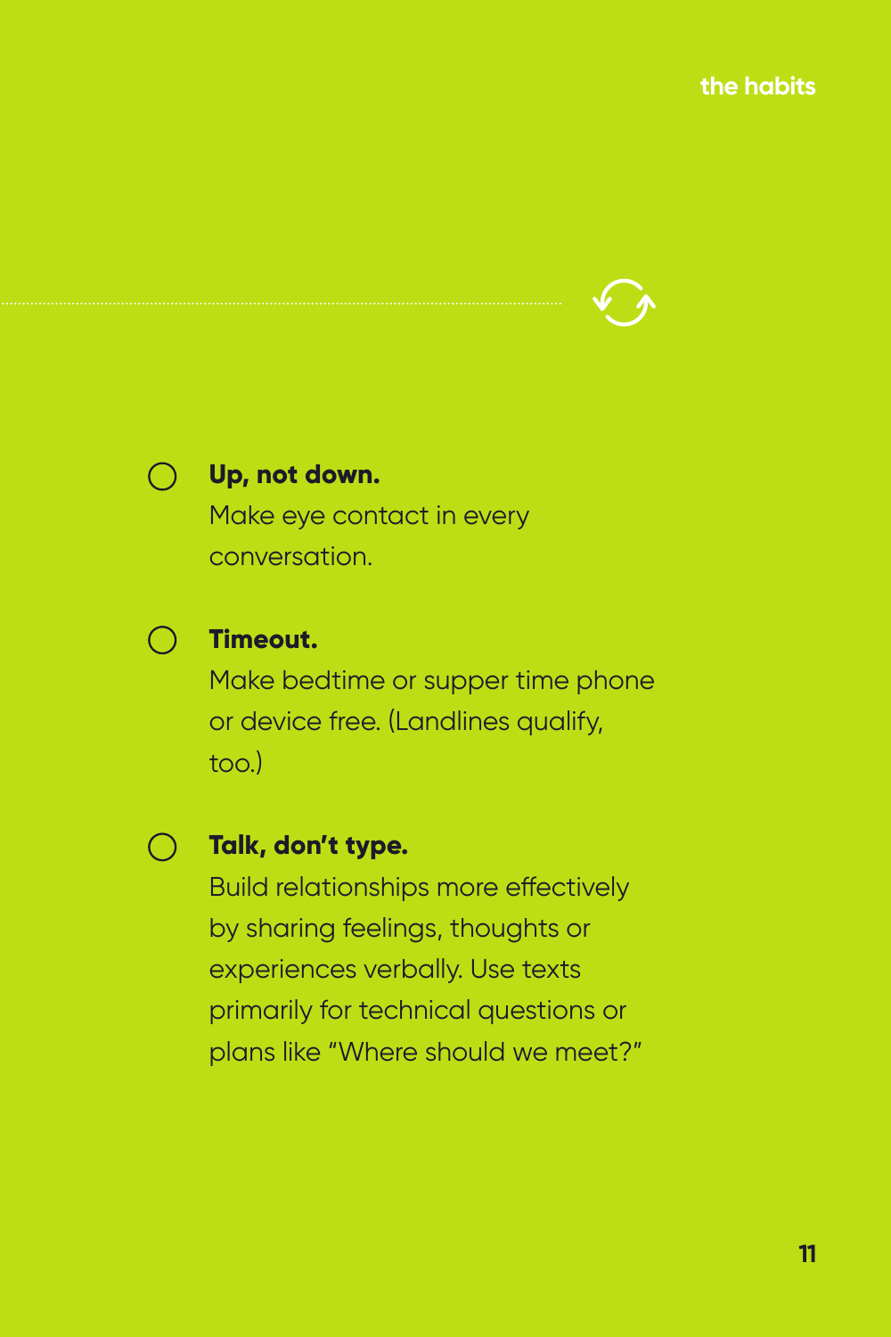- **Up, not down.**
  Make eye contact in every conversation.

- **Timeout.**
  Make bedtime or supper time phone or device free. (Landlines qualify, too.)

- **Talk, don't type.**
  Build relationships more effectively by sharing feelings, thoughts or experiences verbally. Use texts primarily for technical questions or plans like "Where should we meet?"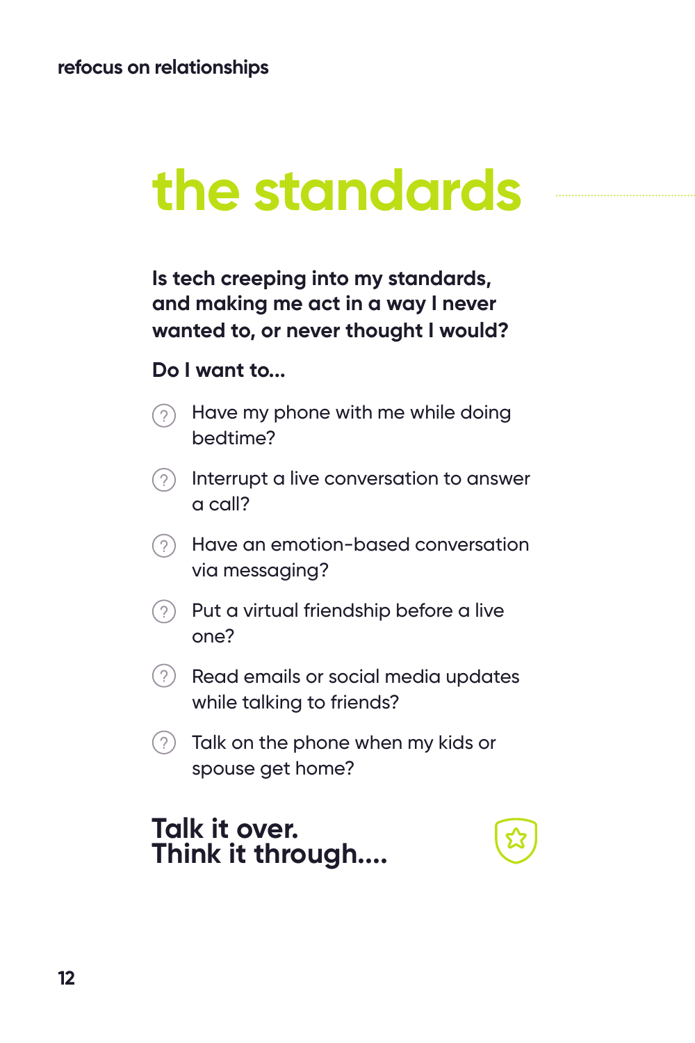# the standards

**Is tech creeping into my standards, and making me act in a way I never wanted to, or never thought I would?**

**Do I want to...**

- Have my phone with me while doing bedtime?
- Interrupt a live conversation to answer a call?
- Have an emotion-based conversation via messaging?
- Put a virtual friendship before a live one?
- Read emails or social media updates while talking to friends?
- Talk on the phone when my kids or spouse get home?

## Talk it over.
## Think it through....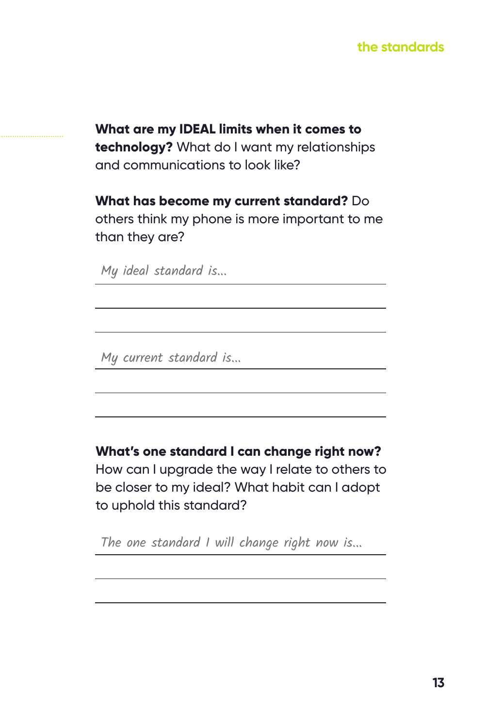**What are my IDEAL limits when it comes to technology?** What do I want my relationships and communications to look like?

**What has become my current standard?** Do others think my phone is more important to me than they are?

*My ideal standard is...*

\_\_\_\_\_\_\_\_\_\_\_\_\_\_\_\_\_\_\_\_\_\_\_\_\_\_\_\_\_\_\_\_\_\_\_\_\_\_\_\_

\_\_\_\_\_\_\_\_\_\_\_\_\_\_\_\_\_\_\_\_\_\_\_\_\_\_\_\_\_\_\_\_\_\_\_\_\_\_\_\_

*My current standard is...*

\_\_\_\_\_\_\_\_\_\_\_\_\_\_\_\_\_\_\_\_\_\_\_\_\_\_\_\_\_\_\_\_\_\_\_\_\_\_\_\_

\_\_\_\_\_\_\_\_\_\_\_\_\_\_\_\_\_\_\_\_\_\_\_\_\_\_\_\_\_\_\_\_\_\_\_\_\_\_\_\_

**What's one standard I can change right now?** How can I upgrade the way I relate to others to be closer to my ideal? What habit can I adopt to uphold this standard?

*The one standard I will change right now is...*

\_\_\_\_\_\_\_\_\_\_\_\_\_\_\_\_\_\_\_\_\_\_\_\_\_\_\_\_\_\_\_\_\_\_\_\_\_\_\_\_

\_\_\_\_\_\_\_\_\_\_\_\_\_\_\_\_\_\_\_\_\_\_\_\_\_\_\_\_\_\_\_\_\_\_\_\_\_\_\_\_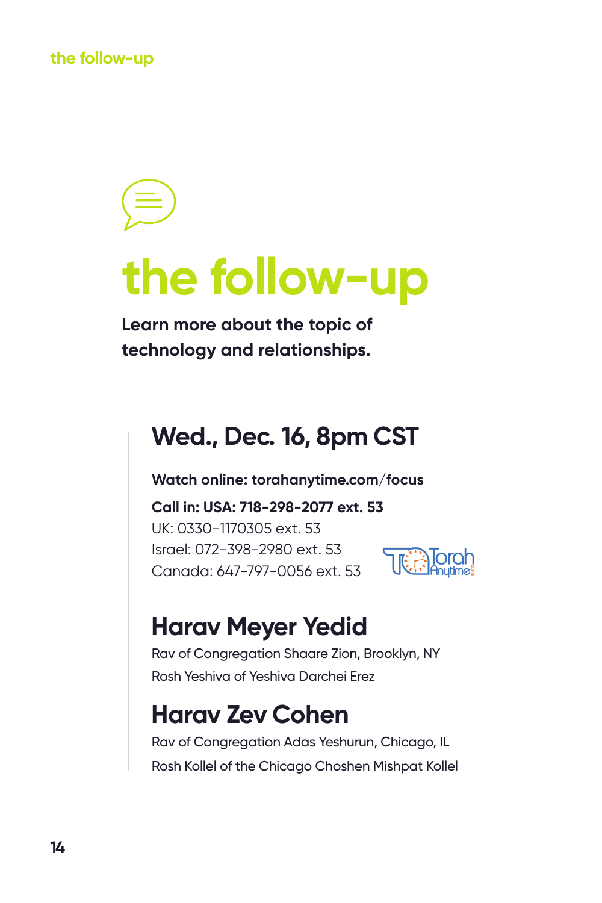# the follow-up

**Learn more about the topic of technology and relationships.**

## Wed., Dec. 16, 8pm CST

**Watch online: torahanytime.com/focus**

**Call in: USA: 718-298-2077 ext. 53**
UK: 0330-1170305 ext. 53
Israel: 072-398-2980 ext. 53
Canada: 647-797-0056 ext. 53

## Harav Meyer Yedid

Rav of Congregation Shaare Zion, Brooklyn, NY
Rosh Yeshiva of Yeshiva Darchei Erez

## Harav Zev Cohen

Rav of Congregation Adas Yeshurun, Chicago, IL
Rosh Kollel of the Chicago Choshen Mishpat Kollel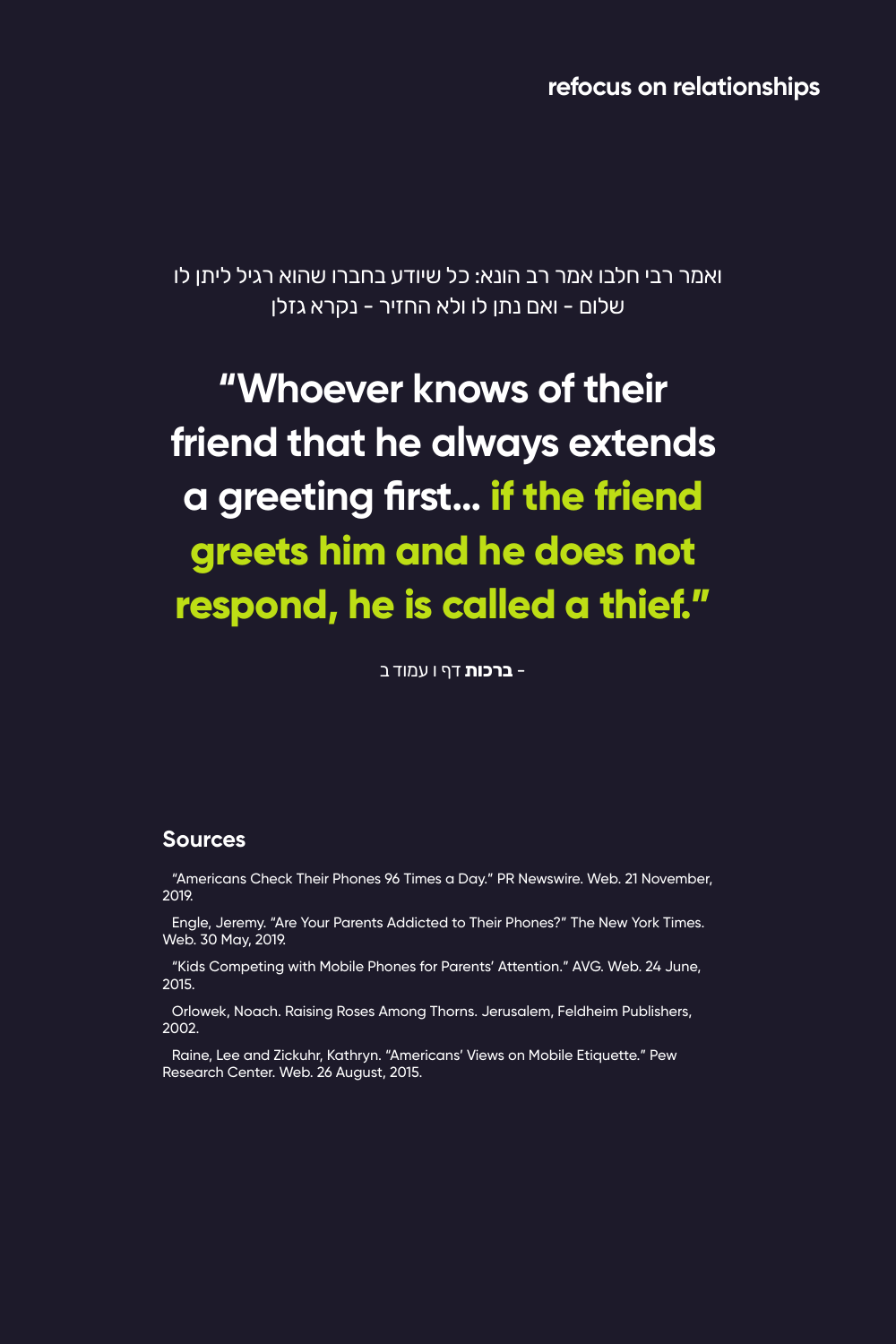ואמר רבי חלבו אמר רב הונא: כל שיודע בחברו שהוא רגיל ליתן לו שלום - ואם נתן לו ולא החזיר - נקרא גזלן

# "Whoever knows of their friend that he always extends a greeting first... if the friend greets him and he does not respond, he is called a thief."

- **ברכות** דף ו עמוד ב

## Sources

"Americans Check Their Phones 96 Times a Day." PR Newswire. Web. 21 November, 2019.

Engle, Jeremy. "Are Your Parents Addicted to Their Phones?" The New York Times. Web. 30 May, 2019.

"Kids Competing with Mobile Phones for Parents' Attention." AVG. Web. 24 June, 2015.

Orlowek, Noach. Raising Roses Among Thorns. Jerusalem, Feldheim Publishers, 2002.

Raine, Lee and Zickuhr, Kathryn. "Americans' Views on Mobile Etiquette." Pew Research Center. Web. 26 August, 2015.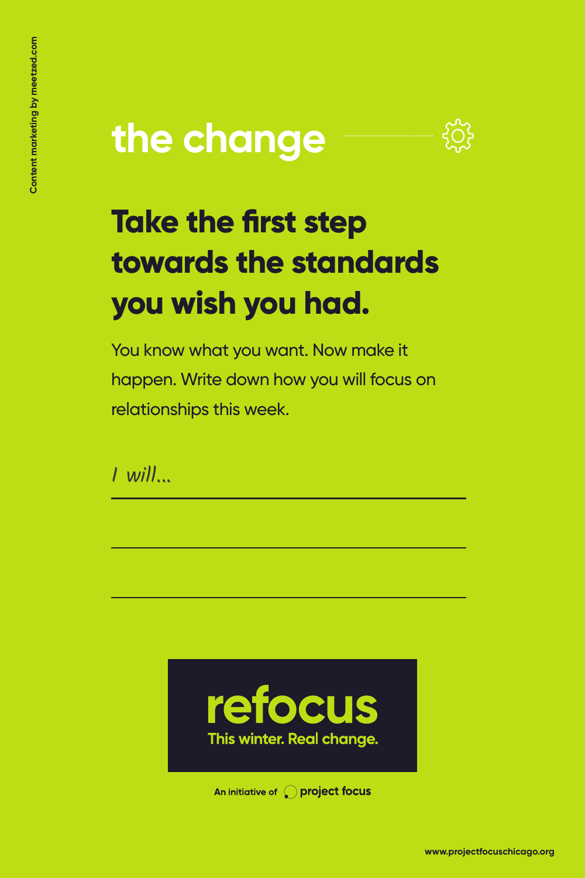Content marketing by meetzed.com

# the change

## Take the first step towards the standards you wish you had.

You know what you want. Now make it happen. Write down how you will focus on relationships this week.

*I will...*

\_\_\_\_\_\_\_\_\_\_\_\_\_\_\_\_\_\_\_\_\_\_\_\_\_\_\_\_\_\_\_\_\_\_\_\_\_\_\_\_

\_\_\_\_\_\_\_\_\_\_\_\_\_\_\_\_\_\_\_\_\_\_\_\_\_\_\_\_\_\_\_\_\_\_\_\_\_\_\_\_

\_\_\_\_\_\_\_\_\_\_\_\_\_\_\_\_\_\_\_\_\_\_\_\_\_\_\_\_\_\_\_\_\_\_\_\_\_\_\_\_

**refocus**

**This winter. Real change.**

An initiative of project focus

www.projectfocuschicago.org